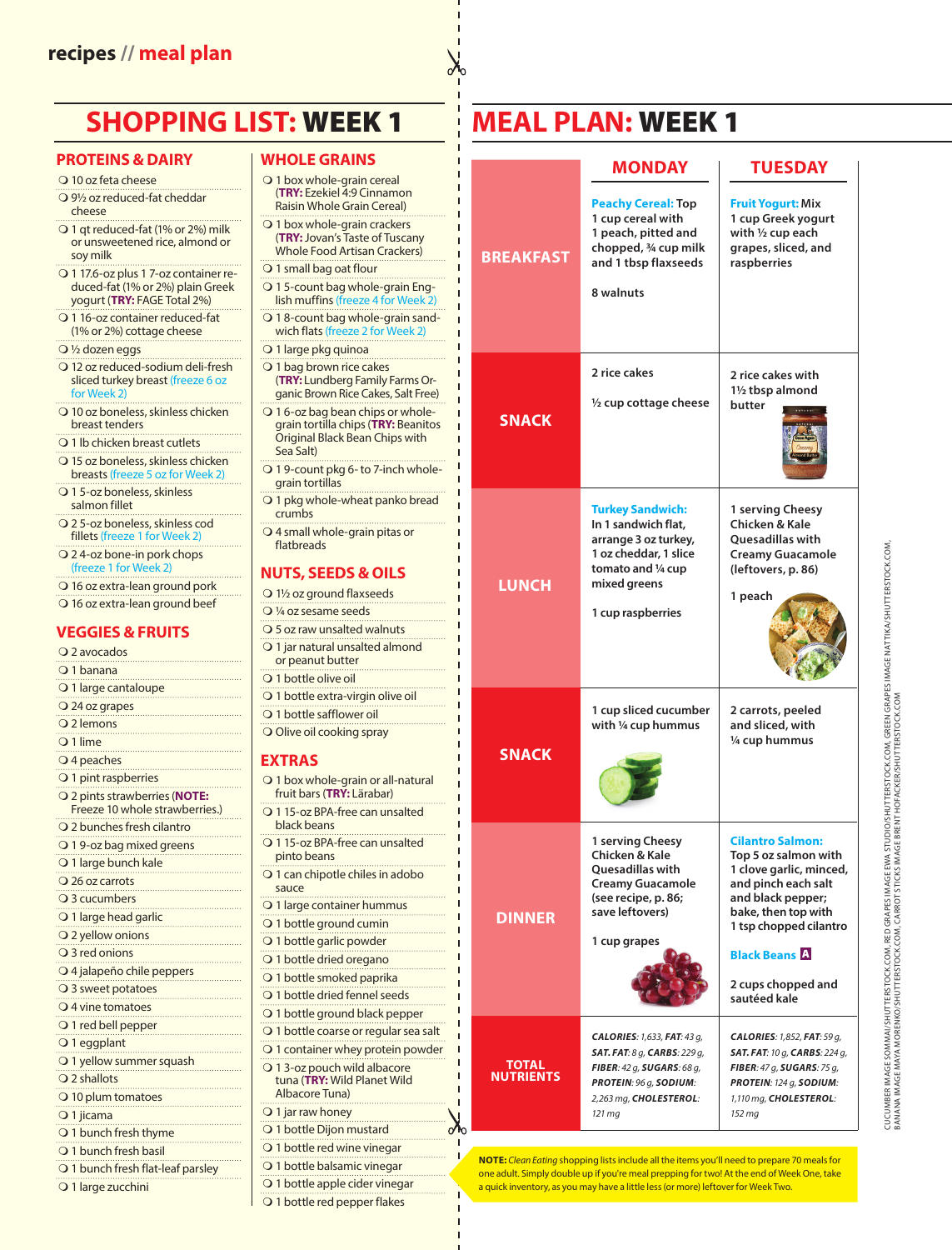recipes // meal plan

# SHOPPING LIST: WEEK 1

## PROTEINS & DAIRY

- 10 oz feta cheese
- 9½ oz reduced-fat cheddar cheese
- 1 qt reduced-fat (1% or 2%) milk or unsweetened rice, almond or soy milk
- 1 17.6-oz plus 1 7-oz container reduced-fat (1% or 2%) plain Greek yogurt (**TRY:** FAGE Total 2%)
- 1 16-oz container reduced-fat (1% or 2%) cottage cheese
- ½ dozen eggs
- 12 oz reduced-sodium deli-fresh sliced turkey breast (freeze 6 oz for Week 2)
- 10 oz boneless, skinless chicken breast cutlets
- 1 lb chicken breast cutlets
- 15 oz boneless, skinless chicken breasts (freeze 5 oz for Week 2)
- 1 5-oz boneless, skinless salmon fillet
- 2 5-oz boneless, skinless cod fillets (freeze 1 for Week 2)
- 2 4-oz bone-in pork chops (freeze 1 for Week 2)
- 16 oz extra-lean ground pork
- 16 oz extra-lean ground beef

## VEGGIES & FRUITS

- 2 avocados
- 1 banana
- 1 large cantaloupe
- 24 oz grapes
- 2 lemons
- 1 lime
- 4 peaches
- 1 pint raspberries
- 2 pints strawberries (**NOTE:** Freeze 10 whole strawberries.)
- 2 bunches fresh cilantro
- 1 9-oz bag mixed greens
- 1 large bunch kale
- 26 oz carrots
- 3 cucumbers
- 1 large head garlic
- 2 yellow onions
- 3 red onions
- 4 jalapeño chile peppers
- 3 sweet potatoes
- 4 vine tomatoes
- 1 red bell pepper
- 1 eggplant
- 1 yellow summer squash
- 2 shallots
- 10 plum tomatoes
- 1 jicama
- 1 bunch fresh thyme
- 1 bunch fresh basil
- 1 bunch fresh flat-leaf parsley
- 1 large zucchini

## WHOLE GRAINS

- 1 box whole-grain cereal (**TRY:** Ezekiel 4:9 Cinnamon Raisin Whole Grain Cereal)
- 1 box whole-grain crackers (**TRY:** Jovan's Taste of Tuscany Whole Food Artisan Crackers)
- 1 small bag oat flour
- 1 5-count bag whole-grain English muffins (freeze 4 for Week 2)
- 1 8-count bag whole-grain sandwich flats (freeze 2 for Week 2)
- 1 large pkg quinoa
- 1 bag brown rice cakes (**TRY:** Lundberg Family Farms Organic Brown Rice Cakes, Salt Free)
- 1 6-oz bag bean chips or whole-grain tortilla chips (**TRY:** Beanitos Original Black Bean Chips with Sea Salt)
- 1 9-count pkg 6- to 7-inch whole-grain tortillas
- 1 pkg whole-wheat panko bread crumbs
- 4 small whole-grain pitas or flatbreads

## NUTS, SEEDS & OILS

- 1½ oz ground flaxseeds
- ¼ oz sesame seeds
- 5 oz raw unsalted walnuts
- 1 jar natural unsalted almond or peanut butter
- 1 bottle olive oil
- 1 bottle extra-virgin olive oil
- 1 bottle safflower oil
- Olive oil cooking spray

## EXTRAS

- 1 box whole-grain or all-natural fruit bars (**TRY:** Lärabar)
- 1 15-oz BPA-free can unsalted black beans
- 1 15-oz BPA-free can unsalted pinto beans
- 1 can chipotle chiles in adobo sauce
- 1 large container hummus
- 1 bottle ground cumin
- 1 bottle garlic powder
- 1 bottle dried oregano
- 1 bottle smoked paprika
- 1 bottle dried fennel seeds
- 1 bottle ground black pepper
- 1 bottle coarse or regular sea salt
- 1 container whey protein powder
- 1 3-oz pouch wild albacore tuna (**TRY:** Wild Planet Wild Albacore Tuna)
- 1 jar raw honey
- 1 bottle Dijon mustard
- 1 bottle red wine vinegar
- 1 bottle balsamic vinegar
- 1 bottle apple cider vinegar
- 1 bottle red pepper flakes

# MEAL PLAN: WEEK 1

| | MONDAY | TUESDAY |
|---|---|---|
| **BREAKFAST** | **Peachy Cereal:** Top 1 cup cereal with 1 peach, pitted and chopped, ¾ cup milk and 1 tbsp flaxseeds<br><br>8 walnuts | **Fruit Yogurt:** Mix 1 cup Greek yogurt with ½ cup each grapes, sliced, and raspberries |
| **SNACK** | 2 rice cakes<br><br>½ cup cottage cheese | 2 rice cakes with 1½ tbsp almond butter |
| **LUNCH** | **Turkey Sandwich:** In 1 sandwich flat, arrange 3 oz turkey, 1 oz cheddar, 1 slice tomato and ¼ cup mixed greens<br><br>1 cup raspberries | 1 serving Cheesy Chicken & Kale Quesadillas with Creamy Guacamole (leftovers, p. 86)<br><br>1 peach |
| **SNACK** | 1 cup sliced cucumber with ¼ cup hummus | 2 carrots, peeled and sliced, with ¼ cup hummus |
| **DINNER** | 1 serving Cheesy Chicken & Kale Quesadillas with Creamy Guacamole (see recipe, p. 86; save leftovers)<br><br>1 cup grapes | **Cilantro Salmon:** Top 5 oz salmon with 1 clove garlic, minced, and pinch each salt and black pepper; bake, then top with 1 tsp chopped cilantro<br><br>**Black Beans** A<br><br>2 cups chopped and sautéed kale |
| **TOTAL NUTRIENTS** | *CALORIES: 1,633, FAT: 43 g, SAT. FAT: 8 g, CARBS: 229 g, FIBER: 42 g, SUGARS: 68 g, PROTEIN: 96 g, SODIUM: 2,263 mg, CHOLESTEROL: 121 mg* | *CALORIES: 1,852, FAT: 59 g, SAT. FAT: 10 g, CARBS: 224 g, FIBER: 47 g, SUGARS: 75 g, PROTEIN: 124 g, SODIUM: 1,110 mg, CHOLESTEROL: 152 mg* |

**NOTE:** *Clean Eating* shopping lists include all the items you'll need to prepare 70 meals for one adult. Simply double up if you're meal prepping for two! At the end of Week One, take a quick inventory, as you may have a little less (or more) leftover for Week Two.

CUCUMBER IMAGE SOMMAI/SHUTTERSTOCK.COM, RED GRAPES IMAGE EWA STUDIO/SHUTTERSTOCK.COM, GREEN GRAPES IMAGE NATTIKA/SHUTTERSTOCK.COM, BANANA IMAGE MAYA MORENKO/SHUTTERSTOCK.COM, CARROT STICKS IMAGE BRENT HOFACKER/SHUTTERSTOCK.COM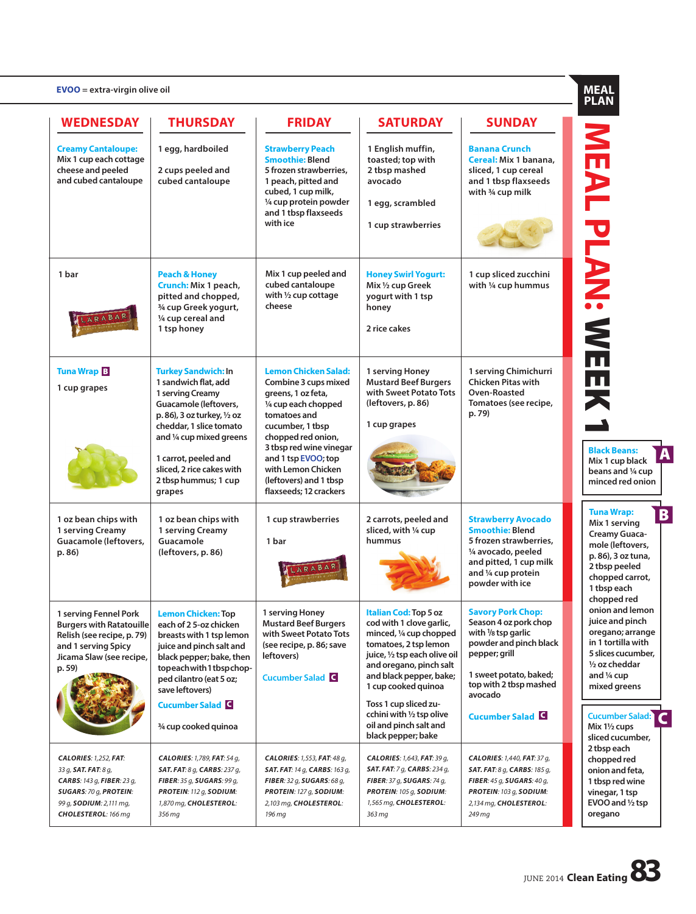# MEAL PLAN: WEEK 1

**EVOO** = extra-virgin olive oil

| WEDNESDAY | THURSDAY | FRIDAY | SATURDAY | SUNDAY |
|---|---|---|---|---|
| **Creamy Cantaloupe:** Mix 1 cup each cottage cheese and peeled and cubed cantaloupe | 1 egg, hardboiled<br><br>2 cups peeled and cubed cantaloupe | **Strawberry Peach Smoothie:** Blend 5 frozen strawberries, 1 peach, pitted and cubed, 1 cup milk, ¼ cup protein powder and 1 tbsp flaxseeds with ice | 1 English muffin, toasted; top with 2 tbsp mashed avocado<br><br>1 egg, scrambled<br><br>1 cup strawberries | **Banana Crunch Cereal:** Mix 1 banana, sliced, 1 cup cereal and 1 tbsp flaxseeds with ¾ cup milk |
| 1 bar | **Peach & Honey Crunch:** Mix 1 peach, pitted and chopped, ¾ cup Greek yogurt, ¼ cup cereal and 1 tsp honey | Mix 1 cup peeled and cubed cantaloupe with ½ cup cottage cheese | **Honey Swirl Yogurt:** Mix ½ cup Greek yogurt with 1 tsp honey<br><br>2 rice cakes | 1 cup sliced zucchini with ¼ cup hummus |
| **Tuna Wrap** B<br><br>1 cup grapes | **Turkey Sandwich:** In 1 sandwich flat, add 1 serving Creamy Guacamole (leftovers, p. 86), 3 oz turkey, ½ oz cheddar, 1 slice tomato and ¼ cup mixed greens<br><br>1 carrot, peeled and sliced, 2 rice cakes with 2 tbsp hummus; 1 cup grapes | **Lemon Chicken Salad:** Combine 3 cups mixed greens, 1 oz feta, ¼ cup each chopped tomatoes and cucumber, 1 tbsp chopped red onion, 3 tbsp red wine vinegar and 1 tsp EVOO; top with Lemon Chicken (leftovers) and 1 tbsp flaxseeds; 12 crackers | 1 serving Honey Mustard Beef Burgers with Sweet Potato Tots (leftovers, p. 86)<br><br>1 cup grapes | 1 serving Chimichurri Chicken Pitas with Oven-Roasted Tomatoes (see recipe, p. 79) |
| 1 oz bean chips with 1 serving Creamy Guacamole (leftovers, p. 86) | 1 oz bean chips with 1 serving Creamy Guacamole (leftovers, p. 86) | 1 cup strawberries<br><br>1 bar | 2 carrots, peeled and sliced, with ¼ cup hummus | **Strawberry Avocado Smoothie:** Blend 5 frozen strawberries, ¼ avocado, peeled and pitted, 1 cup milk and ¼ cup protein powder with ice |
| 1 serving Fennel Pork Burgers with Ratatouille Relish (see recipe, p. 79) and 1 serving Spicy Jicama Slaw (see recipe, p. 59) | **Lemon Chicken:** Top each of 2 5-oz chicken breasts with 1 tsp lemon juice and pinch salt and black pepper; bake, then top each with 1 tbsp chopped cilantro (eat 5 oz; save leftovers)<br><br>**Cucumber Salad** C<br><br>¾ cup cooked quinoa | 1 serving Honey Mustard Beef Burgers with Sweet Potato Tots (see recipe, p. 86; save leftovers)<br><br>**Cucumber Salad** C | **Italian Cod:** Top 5 oz cod with 1 clove garlic, minced, ¼ cup chopped tomatoes, 2 tsp lemon juice, ½ tsp each olive oil and oregano, pinch salt and black pepper; bake; 1 cup cooked quinoa<br><br>Toss 1 cup sliced zucchini with ½ tsp olive oil and pinch salt and black pepper; bake | **Savory Pork Chop:** Season 4 oz pork chop with ⅛ tsp garlic powder and pinch black pepper; grill<br><br>1 sweet potato, baked; top with 2 tbsp mashed avocado<br><br>**Cucumber Salad** C |
| *CALORIES:* 1,252, *FAT:* 33 g, *SAT. FAT:* 8 g, *CARBS:* 143 g, *FIBER:* 23 g, *SUGARS:* 70 g, *PROTEIN:* 99 g, *SODIUM:* 2,111 mg, *CHOLESTEROL:* 166 mg | *CALORIES:* 1,789, *FAT:* 54 g, *SAT. FAT:* 8 g, *CARBS:* 237 g, *FIBER:* 35 g, *SUGARS:* 99 g, *PROTEIN:* 112 g, *SODIUM:* 1,870 mg, *CHOLESTEROL:* 356 mg | *CALORIES:* 1,553, *FAT:* 48 g, *SAT. FAT:* 14 g, *CARBS:* 163 g, *FIBER:* 32 g, *SUGARS:* 68 g, *PROTEIN:* 127 g, *SODIUM:* 2,103 mg, *CHOLESTEROL:* 196 mg | *CALORIES:* 1,643, *FAT:* 39 g, *SAT. FAT:* 7 g, *CARBS:* 234 g, *FIBER:* 37 g, *SUGARS:* 74 g, *PROTEIN:* 105 g, *SODIUM:* 1,565 mg, *CHOLESTEROL:* 363 mg | *CALORIES:* 1,440, *FAT:* 37 g, *SAT. FAT:* 8 g, *CARBS:* 185 g, *FIBER:* 45 g, *SUGARS:* 40 g, *PROTEIN:* 103 g, *SODIUM:* 2,134 mg, *CHOLESTEROL:* 249 mg |

**A — Black Beans:** Mix 1 cup black beans and ¼ cup minced red onion

**B — Tuna Wrap:** Mix 1 serving Creamy Guacamole (leftovers, p. 86), 3 oz tuna, 2 tbsp peeled chopped carrot, 1 tbsp each chopped red onion and lemon juice and pinch oregano; arrange in 1 tortilla with 5 slices cucumber, ½ oz cheddar and ¼ cup mixed greens

**C — Cucumber Salad:** Mix 1½ cups sliced cucumber, 2 tbsp each chopped red onion and feta, 1 tbsp red wine vinegar, 1 tsp EVOO and ½ tsp oregano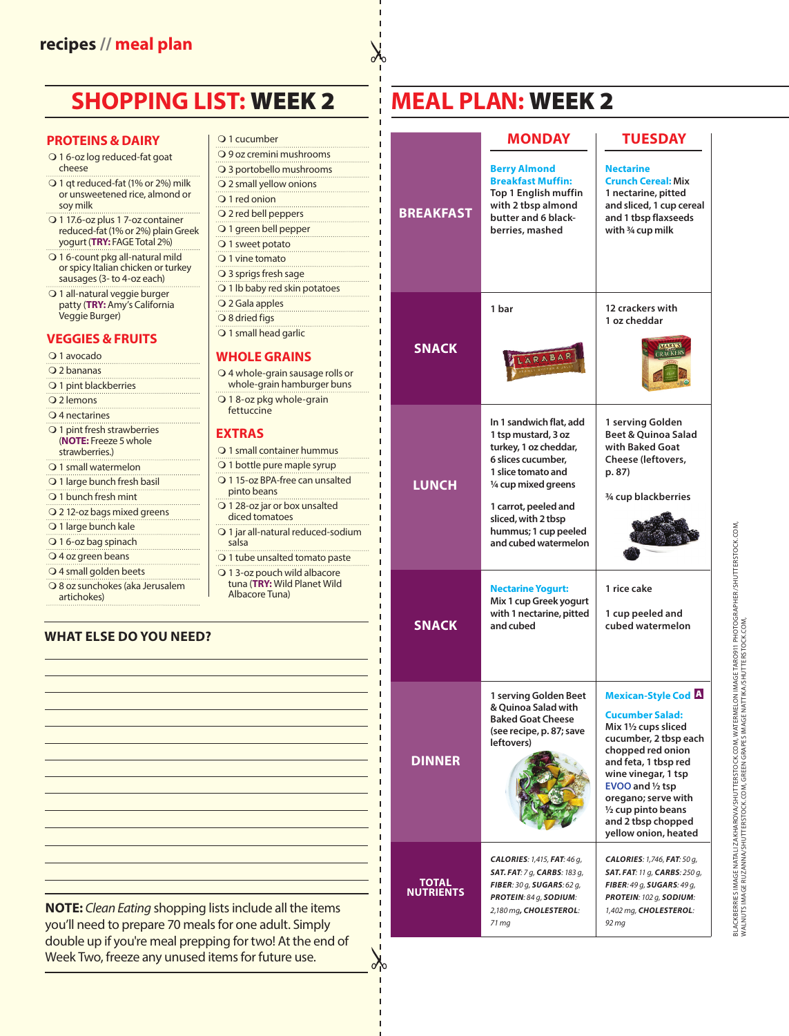recipes // meal plan

# SHOPPING LIST: WEEK 2

## PROTEINS & DAIRY

- ❍ 1 6-oz log reduced-fat goat cheese
- ❍ 1 qt reduced-fat (1% or 2%) milk or unsweetened rice, almond or soy milk
- ❍ 1 17.6-oz plus 1 7-oz container reduced-fat (1% or 2%) plain Greek yogurt (**TRY:** FAGE Total 2%)
- ❍ 1 6-count pkg all-natural mild or spicy Italian chicken or turkey sausages (3- to 4-oz each)
- ❍ 1 all-natural veggie burger patty (**TRY:** Amy's California Veggie Burger)

## VEGGIES & FRUITS

- ❍ 1 avocado
- ❍ 2 bananas
- ❍ 1 pint blackberries
- ❍ 2 lemons
- ❍ 4 nectarines
- ❍ 1 pint fresh strawberries (**NOTE:** Freeze 5 whole strawberries.)
- ❍ 1 small watermelon
- ❍ 1 large bunch fresh basil
- ❍ 1 bunch fresh mint
- ❍ 2 12-oz bags mixed greens
- ❍ 1 large bunch kale
- ❍ 1 6-oz bag spinach
- ❍ 4 oz green beans
- ❍ 4 small golden beets
- ❍ 8 oz sunchokes (aka Jerusalem artichokes)
- ❍ 1 cucumber
- ❍ 9 oz cremini mushrooms
- ❍ 3 portobello mushrooms
- ❍ 2 small yellow onions
- ❍ 1 red onion
- ❍ 2 red bell peppers
- ❍ 1 green bell pepper
- ❍ 1 sweet potato
- ❍ 1 vine tomato
- ❍ 3 sprigs fresh sage
- ❍ 1 lb baby red skin potatoes
- ❍ 2 Gala apples
- ❍ 8 dried figs
- ❍ 1 small head garlic

## WHOLE GRAINS

- ❍ 4 whole-grain sausage rolls or whole-grain hamburger buns
- ❍ 1 8-oz pkg whole-grain fettuccine

## EXTRAS

- ❍ 1 small container hummus
- ❍ 1 bottle pure maple syrup
- ❍ 1 15-oz BPA-free can unsalted pinto beans
- ❍ 1 28-oz jar or box unsalted diced tomatoes
- ❍ 1 jar all-natural reduced-sodium salsa
- ❍ 1 tube unsalted tomato paste
- ❍ 1 3-oz pouch wild albacore tuna (**TRY:** Wild Planet Wild Albacore Tuna)

## WHAT ELSE DO YOU NEED?

**NOTE:** *Clean Eating* shopping lists include all the items you'll need to prepare 70 meals for one adult. Simply double up if you're meal prepping for two! At the end of Week Two, freeze any unused items for future use.

# MEAL PLAN: WEEK 2

| | MONDAY | TUESDAY |
|---|---|---|
| **BREAKFAST** | **Berry Almond Breakfast Muffin:** Top 1 English muffin with 2 tbsp almond butter and 6 blackberries, mashed | **Nectarine Crunch Cereal:** Mix 1 nectarine, pitted and sliced, 1 cup cereal and 1 tbsp flaxseeds with ¾ cup milk |
| **SNACK** | 1 bar | 12 crackers with 1 oz cheddar |
| **LUNCH** | In 1 sandwich flat, add 1 tsp mustard, 3 oz turkey, 1 oz cheddar, 6 slices cucumber, 1 slice tomato and ¼ cup mixed greens<br><br>1 carrot, peeled and sliced, with 2 tbsp hummus; 1 cup peeled and cubed watermelon | 1 serving Golden Beet & Quinoa Salad with Baked Goat Cheese (leftovers, p. 87)<br><br>¾ cup blackberries |
| **SNACK** | **Nectarine Yogurt:** Mix 1 cup Greek yogurt with 1 nectarine, pitted and cubed | 1 rice cake<br><br>1 cup peeled and cubed watermelon |
| **DINNER** | 1 serving Golden Beet & Quinoa Salad with Baked Goat Cheese (see recipe, p. 87; save leftovers) | **Mexican-Style Cod** A<br><br>**Cucumber Salad:** Mix 1½ cups sliced cucumber, 2 tbsp each chopped red onion and feta, 1 tbsp red wine vinegar, 1 tsp EVOO and ½ tsp oregano; serve with ½ cup pinto beans and 2 tbsp chopped yellow onion, heated |
| **TOTAL NUTRIENTS** | *CALORIES: 1,415, FAT: 46 g, SAT. FAT: 7 g, CARBS: 183 g, FIBER: 30 g, SUGARS: 62 g, PROTEIN: 84 g, SODIUM: 2,180 mg, CHOLESTEROL: 71 mg* | *CALORIES: 1,746, FAT: 50 g, SAT. FAT: 11 g, CARBS: 250 g, FIBER: 49 g, SUGARS: 49 g, PROTEIN: 102 g, SODIUM: 1,402 mg, CHOLESTEROL: 92 mg* |

BLACKBERRIES IMAGE NATALIZAKHAROVA/SHUTTERSTOCK.COM, WATERMELON IMAGE TAR0911 PHOTOGRAPHER/SHUTTERSTOCK.COM, WALNUTS IMAGE RUZANNA/SHUTTERSTOCK.COM, GREEN GRAPES IMAGE NATTIKA/SHUTTERSTOCK.COM.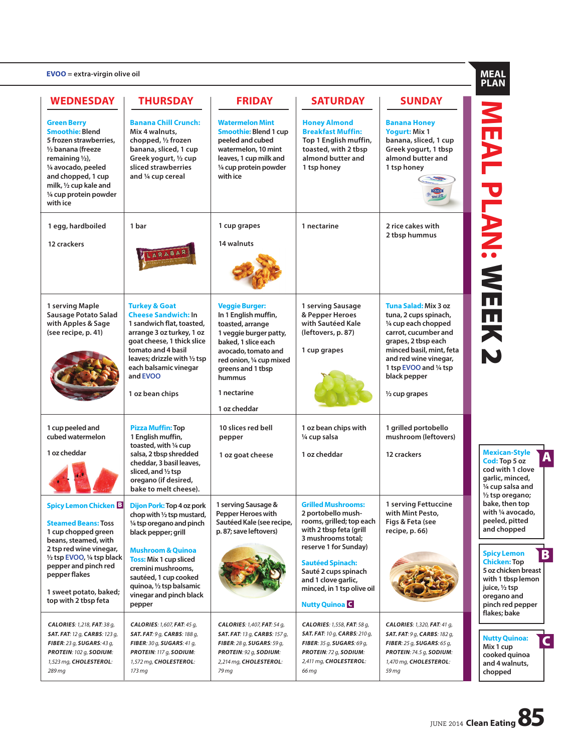EVOO = extra-virgin olive oil

# MEAL PLAN: WEEK 2

| WEDNESDAY | THURSDAY | FRIDAY | SATURDAY | SUNDAY |
|---|---|---|---|---|
| **Green Berry Smoothie:** Blend 5 frozen strawberries, ½ banana (freeze remaining ½), ¼ avocado, peeled and chopped, 1 cup milk, ½ cup kale and ¼ cup protein powder with ice | **Banana Chill Crunch:** Mix 4 walnuts, chopped, ½ frozen banana, sliced, 1 cup Greek yogurt, ½ cup sliced strawberries and ¼ cup cereal | **Watermelon Mint Smoothie:** Blend 1 cup peeled and cubed watermelon, 10 mint leaves, 1 cup milk and ¼ cup protein powder with ice | **Honey Almond Breakfast Muffin:** Top 1 English muffin, toasted, with 2 tbsp almond butter and 1 tsp honey | **Banana Honey Yogurt:** Mix 1 banana, sliced, 1 cup Greek yogurt, 1 tbsp almond butter and 1 tsp honey |
| 1 egg, hardboiled<br><br>12 crackers | 1 bar | 1 cup grapes<br><br>14 walnuts | 1 nectarine | 2 rice cakes with 2 tbsp hummus |
| 1 serving Maple Sausage Potato Salad with Apples & Sage (see recipe, p. 41) | **Turkey & Goat Cheese Sandwich:** In 1 sandwich flat, toasted, arrange 3 oz turkey, 1 oz goat cheese, 1 thick slice tomato and 4 basil leaves; drizzle with ½ tsp each balsamic vinegar and EVOO<br><br>1 oz bean chips | **Veggie Burger:** In 1 English muffin, toasted, arrange 1 veggie burger patty, baked, 1 slice each avocado, tomato and red onion, ¼ cup mixed greens and 1 tbsp hummus<br><br>1 nectarine<br><br>1 oz cheddar | 1 serving Sausage & Pepper Heroes with Sautéed Kale (leftovers, p. 87)<br><br>1 cup grapes | **Tuna Salad:** Mix 3 oz tuna, 2 cups spinach, ¼ cup each chopped carrot, cucumber and grapes, 2 tbsp each minced basil, mint, feta and red wine vinegar, 1 tsp EVOO and ¼ tsp black pepper<br><br>½ cup grapes |
| 1 cup peeled and cubed watermelon<br><br>1 oz cheddar | **Pizza Muffin:** Top 1 English muffin, toasted, with ¼ cup salsa, 2 tbsp shredded cheddar, 3 basil leaves, sliced, and ½ tsp oregano (if desired, bake to melt cheese). | 10 slices red bell pepper<br><br>1 oz goat cheese | 1 oz bean chips with ¼ cup salsa<br><br>1 oz cheddar | 1 grilled portobello mushroom (leftovers)<br><br>12 crackers |
| **Spicy Lemon Chicken** B<br><br>**Steamed Beans:** Toss 1 cup chopped green beans, steamed, with 2 tsp red wine vinegar, ½ tsp EVOO, ¼ tsp black pepper and pinch red pepper flakes<br><br>1 sweet potato, baked; top with 2 tbsp feta | **Dijon Pork:** Top 4 oz pork chop with ½ tsp mustard, ¼ tsp oregano and pinch black pepper; grill<br><br>**Mushroom & Quinoa Toss:** Mix 1 cup sliced cremini mushrooms, sautéed, 1 cup cooked quinoa, ½ tsp balsamic vinegar and pinch black pepper | 1 serving Sausage & Pepper Heroes with Sautéed Kale (see recipe, p. 87; save leftovers) | **Grilled Mushrooms:** 2 portobello mushrooms, grilled; top each with 2 tbsp feta (grill 3 mushrooms total; reserve 1 for Sunday)<br><br>**Sautéed Spinach:** Sauté 2 cups spinach and 1 clove garlic, minced, in 1 tsp olive oil<br><br>**Nutty Quinoa** C | 1 serving Fettuccine with Mint Pesto, Figs & Feta (see recipe, p. 66) |
| ***CALORIES:*** *1,218,* ***FAT:*** *38 g,* ***SAT. FAT:*** *12 g,* ***CARBS:*** *123 g,* ***FIBER:*** *23 g,* ***SUGARS:*** *43 g,* ***PROTEIN:*** *102 g,* ***SODIUM:*** *1,523 mg,* ***CHOLESTEROL:*** *289 mg* | ***CALORIES:*** *1,607,* ***FAT:*** *45 g,* ***SAT. FAT:*** *9 g,* ***CARBS:*** *188 g,* ***FIBER:*** *30 g,* ***SUGARS:*** *41 g,* ***PROTEIN:*** *117 g,* ***SODIUM:*** *1,572 mg,* ***CHOLESTEROL:*** *173 mg* | ***CALORIES:*** *1,407,* ***FAT:*** *54 g,* ***SAT. FAT:*** *13 g,* ***CARBS:*** *157 g,* ***FIBER:*** *28 g,* ***SUGARS:*** *59 g,* ***PROTEIN:*** *92 g,* ***SODIUM:*** *2,214 mg,* ***CHOLESTEROL:*** *79 mg* | ***CALORIES:*** *1,558,* ***FAT:*** *58 g,* ***SAT. FAT:*** *10 g,* ***CARBS:*** *210 g,* ***FIBER:*** *35 g,* ***SUGARS:*** *69 g,* ***PROTEIN:*** *72 g,* ***SODIUM:*** *2,411 mg,* ***CHOLESTEROL:*** *66 mg* | ***CALORIES:*** *1,320,* ***FAT:*** *41 g,* ***SAT. FAT:*** *9 g,* ***CARBS:*** *182 g,* ***FIBER:*** *25 g,* ***SUGARS:*** *65 g,* ***PROTEIN:*** *74.5 g,* ***SODIUM:*** *1,470 mg,* ***CHOLESTEROL:*** *59 mg* |

**A — Mexican-Style Cod:** Top 5 oz cod with 1 clove garlic, minced, ¼ cup salsa and ½ tsp oregano; bake, then top with ¼ avocado, peeled, pitted and chopped

**B — Spicy Lemon Chicken:** Top 5 oz chicken breast with 1 tbsp lemon juice, ½ tsp oregano and pinch red pepper flakes; bake

**C — Nutty Quinoa:** Mix 1 cup cooked quinoa and 4 walnuts, chopped